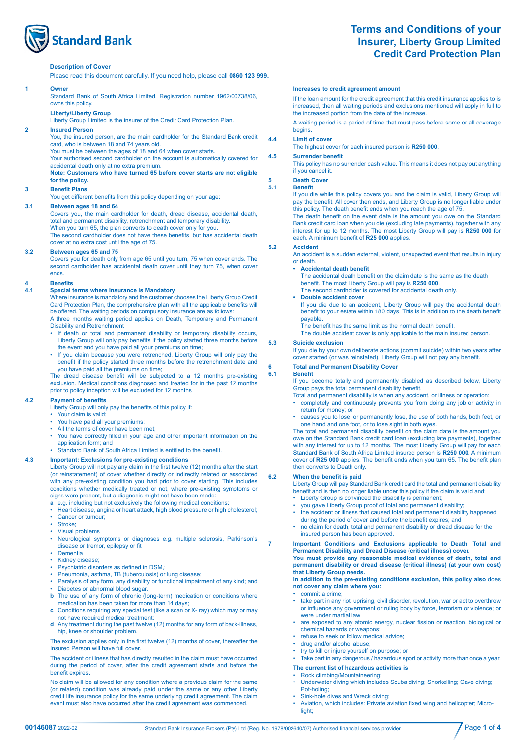# Terms and Conditions of your Insurer, Liberty Group Limited Credit Card Protection Plan

**Description of Cover**

Please read this document carefully. If you need help, please call **0860 123 999.**

## 1 Owner

Standard Bank of South Africa Limited, Registration number 1962/00738/06, owns this policy.

**Liberty/Liberty Group**

Liberty Group Limited is the insurer of the Credit Card Protection Plan.

## 2 Insured Person

You, the insured person, are the main cardholder for the Standard Bank credit card, who is between 18 and 74 years old.

You must be between the ages of 18 and 64 when cover starts.

Your authorised second cardholder on the account is automatically covered for accidental death only at no extra premium.

**Note: Customers who have turned 65 before cover starts are not eligible for the policy.**

## 3 Benefit Plans

You get different benefits from this policy depending on your age:

### 3.1 Between ages 18 and 64

Covers you, the main cardholder for death, dread disease, accidental death, total and permanent disability, retrenchment and temporary disability.

When you turn 65, the plan converts to death cover only for you.

The second cardholder does not have these benefits, but has accidental death cover at no extra cost until the age of 75.

### 3.2 Between ages 65 and 75

Covers you for death only from age 65 until you turn, 75 when cover ends. The second cardholder has accidental death cover until they turn 75, when cover ends.

## 4 Benefits

### 4.1 Special terms where Insurance is Mandatory

Where insurance is mandatory and the customer chooses the Liberty Group Credit Card Protection Plan, the comprehensive plan with all the applicable benefits will be offered. The waiting periods on compulsory insurance are as follows:

A three months waiting period applies on Death, Temporary and Permanent Disability and Retrenchment

- If death or total and permanent disability or temporary disability occurs, Liberty Group will only pay benefits if the policy started three months before the event and you have paid all your premiums on time;
- If you claim because you were retrenched, Liberty Group will only pay the benefit if the policy started three months before the retrenchment date and you have paid all the premiums on time;

The dread disease benefit will be subjected to a 12 months pre-existing exclusion. Medical conditions diagnosed and treated for in the past 12 months prior to policy inception will be excluded for 12 months

### 4.2 Payment of benefits

Liberty Group will only pay the benefits of this policy if:

- Your claim is valid;
- You have paid all your premiums;
- All the terms of cover have been met;
- You have correctly filled in your age and other important information on the application form; and
- Standard Bank of South Africa Limited is entitled to the benefit.

### 4.3 Important: Exclusions for pre-existing conditions

Liberty Group will not pay any claim in the first twelve (12) months after the start (or reinstatement) of cover whether directly or indirectly related or associated with any pre-existing condition you had prior to cover starting. This includes conditions whether medically treated or not, where pre-existing symptoms or signs were present, but a diagnosis might not have been made:

**a** e.g. including but not exclusively the following medical conditions:

- Heart disease, angina or heart attack, high blood pressure or high cholesterol;
- Cancer or tumour;
- Stroke;
- Visual problems
- Neurological symptoms or diagnoses e.g. multiple sclerosis, Parkinson's disease or tremor, epilepsy or fit
- Dementia
- Kidney disease;
- Psychiatric disorders as defined in DSM,;
- Pneumonia, asthma, TB (tuberculosis) or lung disease;
- Paralysis of any form, any disability or functional impairment of any kind; and
- Diabetes or abnormal blood sugar.

**b** The use of any form of chronic (long-term) medication or conditions where medication has been taken for more than 14 days;

**c** Conditions requiring any special test (like a scan or X- ray) which may or may not have required medical treatment;

**d** Any treatment during the past twelve (12) months for any form of back-illness, hip, knee or shoulder problem.

The exclusion applies only in the first twelve (12) months of cover, thereafter the Insured Person will have full cover.

The accident or illness that has directly resulted in the claim must have occurred during the period of cover, after the credit agreement starts and before the benefit expires.

No claim will be allowed for any condition where a previous claim for the same (or related) condition was already paid under the same or any other Liberty credit life insurance policy for the same underlying credit agreement. The claim event must also have occurred after the credit agreement was commenced.

**Increases to credit agreement amount**

If the loan amount for the credit agreement that this credit insurance applies to is increased, then all waiting periods and exclusions mentioned will apply in full to the increased portion from the date of the increase.

A waiting period is a period of time that must pass before some or all coverage begins.

### 4.4 Limit of cover

The highest cover for each insured person is **R250 000**.

### 4.5 Surrender benefit

This policy has no surrender cash value. This means it does not pay out anything if you cancel it.

## 5 Death Cover

### 5.1 Benefit

If you die while this policy covers you and the claim is valid, Liberty Group will pay the benefit. All cover then ends, and Liberty Group is no longer liable under this policy. The death benefit ends when you reach the age of 75.

The death benefit on the event date is the amount you owe on the Standard Bank credit card loan when you die (excluding late payments), together with any interest for up to 12 months. The most Liberty Group will pay is **R250 000** for each. A minimum benefit of **R25 000** applies.

### 5.2 Accident

An accident is a sudden external, violent, unexpected event that results in injury or death.

- **Accidental death benefit**
  The accidental death benefit on the claim date is the same as the death benefit. The most Liberty Group will pay is **R250 000**.
  The second cardholder is covered for accidental death only.
- **Double accident cover**
  If you die due to an accident, Liberty Group will pay the accidental death benefit to your estate within 180 days. This is in addition to the death benefit payable.
  The benefit has the same limit as the normal death benefit.
  The double accident cover is only applicable to the main insured person.

### 5.3 Suicide exclusion

If you die by your own deliberate actions (commit suicide) within two years after cover started (or was reinstated), Liberty Group will not pay any benefit.

## 6 Total and Permanent Disability Cover

### 6.1 Benefit

If you become totally and permanently disabled as described below, Liberty Group pays the total permanent disability benefit.

Total and permanent disability is when any accident, or illness or operation:

- completely and continuously prevents you from doing any job or activity in return for money; or
- causes you to lose, or permanently lose, the use of both hands, both feet, or one hand and one foot, or to lose sight in both eyes.

The total and permanent disability benefit on the claim date is the amount you owe on the Standard Bank credit card loan (excluding late payments), together with any interest for up to 12 months. The most Liberty Group will pay for each Standard Bank of South Africa Limited insured person is **R250 000**. A minimum cover of **R25 000** applies. The benefit ends when you turn 65. The benefit plan then converts to Death only.

### 6.2 When the benefit is paid

Liberty Group will pay Standard Bank credit card the total and permanent disability benefit and is then no longer liable under this policy if the claim is valid and:

- Liberty Group is convinced the disability is permanent;
- you gave Liberty Group proof of total and permanent disability;
- the accident or illness that caused total and permanent disability happened during the period of cover and before the benefit expires; and
- no claim for death, total and permanent disability or dread disease for the insured person has been approved.

## 7 Important Conditions and Exclusions applicable to Death, Total and Permanent Disability and Dread Disease (critical illness) cover.

**You must provide any reasonable medical evidence of death, total and permanent disability or dread disease (critical illness) (at your own cost) that Liberty Group needs.**

**In addition to the pre-existing conditions exclusion, this policy also** does **not cover any claim where you:**

- commit a crime;
- take part in any riot, uprising, civil disorder, revolution, war or act to overthrow or influence any government or ruling body by force, terrorism or violence; or were under martial law
- are exposed to any atomic energy, nuclear fission or reaction, biological or chemical hazards or weapons;
- refuse to seek or follow medical advice;
- drug and/or alcohol abuse;
- try to kill or injure yourself on purpose; or
- Take part in any dangerous / hazardous sport or activity more than once a year.

**The current list of hazardous activities is:**

- Rock climbing/Mountaineering;
- Underwater diving which includes Scuba diving; Snorkelling; Cave diving; Pot-holing;
- Sink-hole dives and Wreck diving;
- Aviation, which includes: Private aviation fixed wing and helicopter; Micro-light;

00146087 2022-02

Standard Bank Insurance Brokers (Pty) Ltd (Reg. No. 1978/002640/07) Authorised financial services provider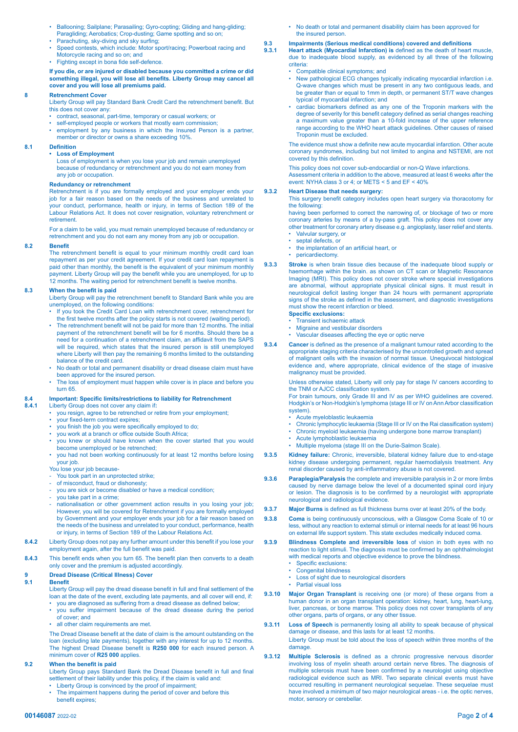- Ballooning; Sailplane; Parasailing; Gyro-copting; Gliding and hang-gliding; Paragliding; Aerobatics; Crop-dusting; Game spotting and so on;
- Parachuting, sky-diving and sky surfing;
- Speed contests, which include: Motor sport/racing; Powerboat racing and Motorcycle racing and so on; and
- Fighting except in bona fide self-defence.

**If you die, or are injured or disabled because you committed a crime or did something illegal, you will lose all benefits. Liberty Group may cancel all cover and you will lose all premiums paid.**

## 8 Retrenchment Cover

Liberty Group will pay Standard Bank Credit Card the retrenchment benefit. But this does not cover any:

- contract, seasonal, part-time, temporary or casual workers; or
- self-employed people or workers that mostly earn commission;
- employment by any business in which the Insured Person is a partner, member or director or owns a share exceeding 10%.

### 8.1 Definition

- **Loss of Employment**

  Loss of employment is when you lose your job and remain unemployed because of redundancy or retrenchment and you do not earn money from any job or occupation.

**Redundancy or retrenchment**

Retrenchment is if you are formally employed and your employer ends your job for a fair reason based on the needs of the business and unrelated to your conduct, performance, health or injury, in terms of Section 189 of the Labour Relations Act. It does not cover resignation, voluntary retrenchment or retirement.

For a claim to be valid, you must remain unemployed because of redundancy or retrenchment and you do not earn any money from any job or occupation.

### 8.2 Benefit

The retrenchment benefit is equal to your minimum monthly credit card loan repayment as per your credit agreement. If your credit card loan repayment is paid other than monthly, the benefit is the equivalent of your minimum monthly payment. Liberty Group will pay the benefit while you are unemployed, for up to 12 months. The waiting period for retrenchment benefit is twelve months.

### 8.3 When the benefit is paid

Liberty Group will pay the retrenchment benefit to Standard Bank while you are unemployed, on the following conditions:

- If you took the Credit Card Loan with retrenchment cover, retrenchment for the first twelve months after the policy starts is not covered (waiting period).
- The retrenchment benefit will not be paid for more than 12 months. The initial payment of the retrenchment benefit will be for 6 months. Should there be a need for a continuation of a retrenchment claim, an affidavit from the SAPS will be required, which states that the insured person is still unemployed where Liberty will then pay the remaining 6 months limited to the outstanding balance of the credit card.
- No death or total and permanent disability or dread disease claim must have been approved for the insured person.
- The loss of employment must happen while cover is in place and before you turn 65.

### 8.4 Important: Specific limits/restrictions to liability for Retrenchment

**8.4.1** Liberty Group does not cover any claim if**:**

- you resign, agree to be retrenched or retire from your employment;
- your fixed-term contract expires;
- you finish the job you were specifically employed to do;
- you work at a branch or office outside South Africa;
- you knew or should have known when the cover started that you would become unemployed or be retrenched;
- you had not been working continuously for at least 12 months before losing your job.

You lose your job because-

- You took part in an unprotected strike;
- of misconduct, fraud or dishonesty;
- you are sick or become disabled or have a medical condition;
- you take part in a crime;
- nationalisation or other government action results in you losing your job; However, you will be covered for Retrenchment if you are formally employed by Government and your employer ends your job for a fair reason based on the needs of the business and unrelated to your conduct, performance, health or injury, in terms of Section 189 of the Labour Relations Act.

**8.4.2** Liberty Group does not pay any further amount under this benefit if you lose your employment again, after the full benefit was paid.

**8.4.3** This benefit ends when you turn 65. The benefit plan then converts to a death only cover and the premium is adjusted accordingly.

## 9 Dread Disease (Critical Illness) Cover

### 9.1 Benefit

Liberty Group will pay the dread disease benefit in full and final settlement of the loan at the date of the event, excluding late payments, and all cover will end, if:

- you are diagnosed as suffering from a dread disease as defined below;
- you suffer impairment because of the dread disease during the period of cover; and
- all other claim requirements are met.

The Dread Disease benefit at the date of claim is the amount outstanding on the loan (excluding late payments), together with any interest for up to 12 months. The highest Dread Disease benefit is **R250 000** for each insured person. A minimum cover of **R25 000** applies.

### 9.2 When the benefit is paid

Liberty Group pays Standard Bank the Dread Disease benefit in full and final settlement of their liability under this policy, if the claim is valid and:

- Liberty Group is convinced by the proof of impairment;
- The impairment happens during the period of cover and before this benefit expires;
- No death or total and permanent disability claim has been approved for the insured person.

### 9.3 Impairments (Serious medical conditions) covered and definitions

**9.3.1 Heart attack (Myocardial Infarction) is** defined as the death of heart muscle, due to inadequate blood supply, as evidenced by all three of the following criteria:

- Compatible clinical symptoms; and
- New pathological ECG changes typically indicating myocardial infarction i.e. Q-wave changes which must be present in any two contiguous leads, and be greater than or equal to 1mm in depth, or permanent ST/T wave changes typical of myocardial infarction; and
- cardiac biomarkers defined as any one of the Troponin markers with the degree of severity for this benefit category defined as serial changes reaching a maximum value greater than a 10-fold increase of the upper reference range according to the WHO heart attack guidelines. Other causes of raised Troponin must be excluded.

The evidence must show a definite new acute myocardial infarction. Other acute coronary syndromes, including but not limited to angina and NSTEMI, are not covered by this definition.

This policy does not cover sub-endocardial or non-Q Wave infarctions. Assessment criteria in addition to the above, measured at least 6 weeks after the event: NYHA class 3 or 4; or METS < 5 and EF < 40%

**9.3.2 Heart Disease that needs surgery:**

This surgery benefit category includes open heart surgery via thoracotomy for the following:

having been performed to correct the narrowing of, or blockage of two or more coronary arteries by means of a by-pass graft. This policy does not cover any other treatment for coronary artery disease e.g. angioplasty, laser relief and stents.

- Valvular surgery, or
- septal defects, or
- the implantation of an artificial heart, or
- pericardiectomy.

**9.3.3 Stroke** is when brain tissue dies because of the inadequate blood supply or haemorrhage within the brain. as shown on CT scan or Magnetic Resonance Imaging (MRI). This policy does not cover stroke where special investigations are abnormal, without appropriate physical clinical signs. It must result in neurological deficit lasting longer than 24 hours with permanent appropriate signs of the stroke as defined in the assessment, and diagnostic investigations must show the recent infarction or bleed.

**Specific exclusions:**

- Transient ischaemic attack
- Migraine and vestibular disorders
- Vascular diseases affecting the eye or optic nerve

**9.3.4 Cancer** is defined as the presence of a malignant tumour rated according to the appropriate staging criteria characterised by the uncontrolled growth and spread of malignant cells with the invasion of normal tissue. Unequivocal histological evidence and, where appropriate, clinical evidence of the stage of invasive malignancy must be provided.

Unless otherwise stated, Liberty will only pay for stage IV cancers according to the TNM or AJCC classification system.

For brain tumours, only Grade III and IV as per WHO guidelines are covered. Hodgkin's or Non-Hodgkin's lymphoma (stage III or IV on Ann Arbor classification system).

- Acute myeloblastic leukaemia
- Chronic lymphocytic leukaemia (Stage III or IV on the Rai classification system)
- Chronic myeloid leukaemia (having undergone bone marrow transplant)
- Acute lymphoblastic leukaemia
- Multiple myeloma (stage III on the Durie-Salmon Scale).

**9.3.5 Kidney failure:** Chronic, irreversible, bilateral kidney failure due to end-stage kidney disease undergoing permanent, regular haemodialysis treatment. Any renal disorder caused by anti-inflammatory abuse is not covered.

**9.3.6 Paraplegia/Paralysis** the complete and irreversible paralysis in 2 or more limbs caused by nerve damage below the level of a documented spinal cord injury or lesion. The diagnosis is to be confirmed by a neurologist with appropriate neurological and radiological evidence.

**9.3.7 Major Burns** is defined as full thickness burns over at least 20% of the body.

**9.3.8 Coma** is being continuously unconscious, with a Glasgow Coma Scale of 10 or less, without any reaction to external stimuli or internal needs for at least 96 hours on external life support system. This state excludes medically induced coma.

**9.3.9 Blindness Complete and irreversible loss** of vision in both eyes with no reaction to light stimuli. The diagnosis must be confirmed by an ophthalmologist with medical reports and objective evidence to prove the blindness.

- Specific exclusions:
- Congenital blindness
- Loss of sight due to neurological disorders
- Partial visual loss

**9.3.10 Major Organ Transplant** is receiving one (or more) of these organs from a human donor in an organ transplant operation: kidney, heart, lung, heart-lung, liver, pancreas, or bone marrow. This policy does not cover transplants of any other organs, parts of organs, or any other tissue.

**9.3.11 Loss of Speech** is permanently losing all ability to speak because of physical damage or disease, and this lasts for at least 12 months.

Liberty Group must be told about the loss of speech within three months of the damage.

**9.3.12 Multiple Sclerosis** is defined as a chronic progressive nervous disorder involving loss of myelin sheath around certain nerve fibres. The diagnosis of multiple sclerosis must have been confirmed by a neurologist using objective radiological evidence such as MRI. Two separate clinical events must have occurred resulting in permanent neurological sequelae. These sequelae must have involved a minimum of two major neurological areas - i.e. the optic nerves, motor, sensory or cerebellar.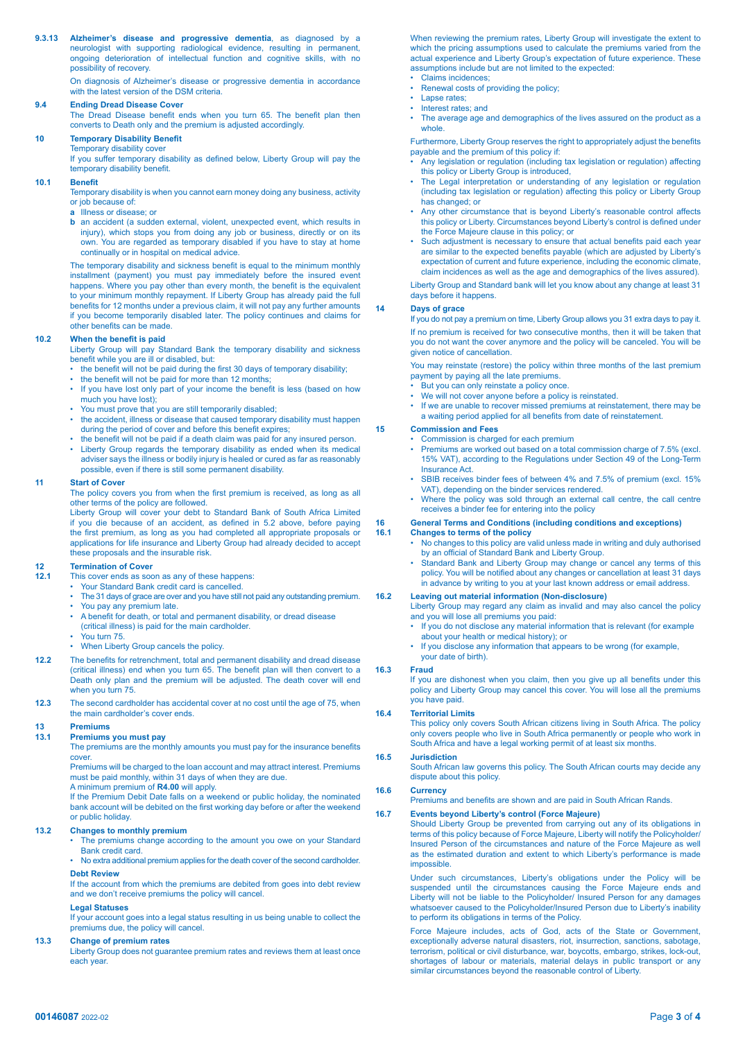**9.3.13** **Alzheimer's disease and progressive dementia**, as diagnosed by a neurologist with supporting radiological evidence, resulting in permanent, ongoing deterioration of intellectual function and cognitive skills, with no possibility of recovery.

On diagnosis of Alzheimer's disease or progressive dementia in accordance with the latest version of the DSM criteria.

**9.4** **Ending Dread Disease Cover**

The Dread Disease benefit ends when you turn 65. The benefit plan then converts to Death only and the premium is adjusted accordingly.

## 10 Temporary Disability Benefit

Temporary disability cover

If you suffer temporary disability as defined below, Liberty Group will pay the temporary disability benefit.

**10.1** **Benefit**

Temporary disability is when you cannot earn money doing any business, activity or job because of:

**a** Illness or disease; or

**b** an accident (a sudden external, violent, unexpected event, which results in injury), which stops you from doing any job or business, directly or on its own. You are regarded as temporary disabled if you have to stay at home continually or in hospital on medical advice.

The temporary disability and sickness benefit is equal to the minimum monthly installment (payment) you must pay immediately before the insured event happens. Where you pay other than every month, the benefit is the equivalent to your minimum monthly repayment. If Liberty Group has already paid the full benefits for 12 months under a previous claim, it will not pay any further amounts if you become temporarily disabled later. The policy continues and claims for other benefits can be made.

**10.2** **When the benefit is paid**

Liberty Group will pay Standard Bank the temporary disability and sickness benefit while you are ill or disabled, but:

- the benefit will not be paid during the first 30 days of temporary disability;
- the benefit will not be paid for more than 12 months;
- If you have lost only part of your income the benefit is less (based on how much you have lost);
- You must prove that you are still temporarily disabled;
- the accident, illness or disease that caused temporary disability must happen during the period of cover and before this benefit expires;
- the benefit will not be paid if a death claim was paid for any insured person.
- Liberty Group regards the temporary disability as ended when its medical adviser says the illness or bodily injury is healed or cured as far as reasonably possible, even if there is still some permanent disability.

## 11 Start of Cover

The policy covers you from when the first premium is received, as long as all other terms of the policy are followed.

Liberty Group will cover your debt to Standard Bank of South Africa Limited if you die because of an accident, as defined in 5.2 above, before paying the first premium, as long as you had completed all appropriate proposals or applications for life insurance and Liberty Group had already decided to accept these proposals and the insurable risk.

## 12 Termination of Cover

**12.1** This cover ends as soon as any of these happens:

- Your Standard Bank credit card is cancelled.
- The 31 days of grace are over and you have still not paid any outstanding premium.
- You pay any premium late.
- A benefit for death, or total and permanent disability, or dread disease (critical illness) is paid for the main cardholder.
- You turn 75.
- When Liberty Group cancels the policy.

**12.2** The benefits for retrenchment, total and permanent disability and dread disease (critical illness) end when you turn 65. The benefit plan will then convert to a Death only plan and the premium will be adjusted. The death cover will end when you turn 75.

**12.3** The second cardholder has accidental cover at no cost until the age of 75, when the main cardholder's cover ends.

## 13 Premiums

**13.1** **Premiums you must pay**

The premiums are the monthly amounts you must pay for the insurance benefits cover.

Premiums will be charged to the loan account and may attract interest. Premiums must be paid monthly, within 31 days of when they are due.

A minimum premium of **R4.00** will apply.

If the Premium Debit Date falls on a weekend or public holiday, the nominated bank account will be debited on the first working day before or after the weekend or public holiday.

**13.2** **Changes to monthly premium**

- The premiums change according to the amount you owe on your Standard Bank credit card.
- No extra additional premium applies for the death cover of the second cardholder.

**Debt Review**

If the account from which the premiums are debited from goes into debt review and we don't receive premiums the policy will cancel.

**Legal Statuses**

If your account goes into a legal status resulting in us being unable to collect the premiums due, the policy will cancel.

**13.3** **Change of premium rates**

Liberty Group does not guarantee premium rates and reviews them at least once each year.

When reviewing the premium rates, Liberty Group will investigate the extent to which the pricing assumptions used to calculate the premiums varied from the actual experience and Liberty Group's expectation of future experience. These assumptions include but are not limited to the expected:

- Claims incidences;
- Renewal costs of providing the policy;
- Lapse rates;
- Interest rates; and
- The average age and demographics of the lives assured on the product as a whole.

Furthermore, Liberty Group reserves the right to appropriately adjust the benefits payable and the premium of this policy if:

- Any legislation or regulation (including tax legislation or regulation) affecting this policy or Liberty Group is introduced,
- The Legal interpretation or understanding of any legislation or regulation (including tax legislation or regulation) affecting this policy or Liberty Group has changed; or
- Any other circumstance that is beyond Liberty's reasonable control affects this policy or Liberty. Circumstances beyond Liberty's control is defined under the Force Majeure clause in this policy; or
- Such adjustment is necessary to ensure that actual benefits paid each year are similar to the expected benefits payable (which are adjusted by Liberty's expectation of current and future experience, including the economic climate, claim incidences as well as the age and demographics of the lives assured).

Liberty Group and Standard bank will let you know about any change at least 31 days before it happens.

## 14 Days of grace

If you do not pay a premium on time, Liberty Group allows you 31 extra days to pay it.

If no premium is received for two consecutive months, then it will be taken that you do not want the cover anymore and the policy will be canceled. You will be given notice of cancellation.

You may reinstate (restore) the policy within three months of the last premium payment by paying all the late premiums.

- But you can only reinstate a policy once.
- We will not cover anyone before a policy is reinstated.
- If we are unable to recover missed premiums at reinstatement, there may be a waiting period applied for all benefits from date of reinstatement.

## 15 Commission and Fees

- Commission is charged for each premium
- Premiums are worked out based on a total commission charge of 7.5% (excl. 15% VAT), according to the Regulations under Section 49 of the Long-Term Insurance Act.
- SBIB receives binder fees of between 4% and 7.5% of premium (excl. 15% VAT), depending on the binder services rendered.
- Where the policy was sold through an external call centre, the call centre receives a binder fee for entering into the policy

## 16 General Terms and Conditions (including conditions and exceptions)

**16.1** **Changes to terms of the policy**

- No changes to this policy are valid unless made in writing and duly authorised by an official of Standard Bank and Liberty Group.
- Standard Bank and Liberty Group may change or cancel any terms of this policy. You will be notified about any changes or cancellation at least 31 days in advance by writing to you at your last known address or email address.

**16.2** **Leaving out material information (Non-disclosure)**

Liberty Group may regard any claim as invalid and may also cancel the policy and you will lose all premiums you paid:

- If you do not disclose any material information that is relevant (for example about your health or medical history); or
- If you disclose any information that appears to be wrong (for example, your date of birth).

**16.3** **Fraud**

If you are dishonest when you claim, then you give up all benefits under this policy and Liberty Group may cancel this cover. You will lose all the premiums you have paid.

**16.4** **Territorial Limits**

This policy only covers South African citizens living in South Africa. The policy only covers people who live in South Africa permanently or people who work in South Africa and have a legal working permit of at least six months.

**16.5** **Jurisdiction**

South African law governs this policy. The South African courts may decide any dispute about this policy.

**16.6** **Currency**

Premiums and benefits are shown and are paid in South African Rands.

**16.7** **Events beyond Liberty's control (Force Majeure)**

Should Liberty Group be prevented from carrying out any of its obligations in terms of this policy because of Force Majeure, Liberty will notify the Policyholder/ Insured Person of the circumstances and nature of the Force Majeure as well as the estimated duration and extent to which Liberty's performance is made impossible.

Under such circumstances, Liberty's obligations under the Policy will be suspended until the circumstances causing the Force Majeure ends and Liberty will not be liable to the Policyholder/ Insured Person for any damages whatsoever caused to the Policyholder/Insured Person due to Liberty's inability to perform its obligations in terms of the Policy.

Force Majeure includes, acts of God, acts of the State or Government, exceptionally adverse natural disasters, riot, insurrection, sanctions, sabotage, terrorism, political or civil disturbance, war, boycotts, embargo, strikes, lock-out, shortages of labour or materials, material delays in public transport or any similar circumstances beyond the reasonable control of Liberty.

00146087 2022-02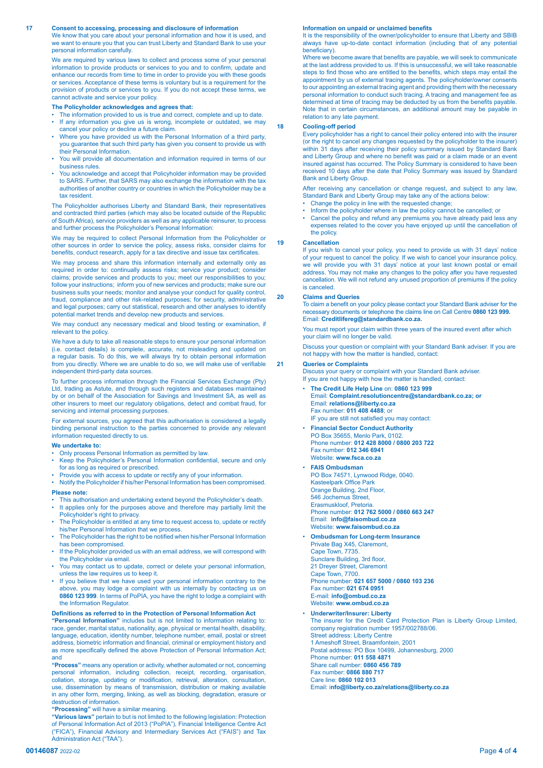## 17 Consent to accessing, processing and disclosure of information

We know that you care about your personal information and how it is used, and we want to ensure you that you can trust Liberty and Standard Bank to use your personal information carefully.

We are required by various laws to collect and process some of your personal information to provide products or services to you and to confirm, update and enhance our records from time to time in order to provide you with these goods or services. Acceptance of these terms is voluntary but is a requirement for the provision of products or services to you. If you do not accept these terms, we cannot activate and service your policy.

**The Policyholder acknowledges and agrees that:**

- The information provided to us is true and correct, complete and up to date.
- If any information you give us is wrong, incomplete or outdated, we may cancel your policy or decline a future claim.
- Where you have provided us with the Personal Information of a third party, you guarantee that such third party has given you consent to provide us with their Personal Information.
- You will provide all documentation and information required in terms of our business rules.
- You acknowledge and accept that Policyholder information may be provided to SARS. Further, that SARS may also exchange the information with the tax authorities of another country or countries in which the Policyholder may be a tax resident.

The Policyholder authorises Liberty and Standard Bank, their representatives and contracted third parties (which may also be located outside of the Republic of South Africa), service providers as well as any applicable reinsurer, to process and further process the Policyholder's Personal Information:

We may be required to collect Personal Information from the Policyholder or other sources in order to service the policy, assess risks, consider claims for benefits, conduct research, apply for a tax directive and issue tax certificates.

We may process and share this information internally and externally only as required in order to: continually assess risks; service your product; consider claims; provide services and products to you; meet our responsibilities to you; follow your instructions; inform you of new services and products; make sure our business suits your needs; monitor and analyse your conduct for quality control, fraud, compliance and other risk-related purposes; for security, administrative and legal purposes; carry out statistical, research and other analyses to identify potential market trends and develop new products and services.

We may conduct any necessary medical and blood testing or examination, if relevant to the policy.

We have a duty to take all reasonable steps to ensure your personal information (i.e. contact details) is complete, accurate, not misleading and updated on a regular basis. To do this, we will always try to obtain personal information from you directly. Where we are unable to do so, we will make use of verifiable independent third-party data sources.

To further process information through the Financial Services Exchange (Pty) Ltd, trading as Astute, and through such registers and databases maintained by or on behalf of the Association for Savings and Investment SA, as well as other insurers to meet our regulatory obligations, detect and combat fraud, for servicing and internal processing purposes.

For external sources, you agreed that this authorisation is considered a legally binding personal instruction to the parties concerned to provide any relevant information requested directly to us.

**We undertake to:**

- Only process Personal Information as permitted by law.
- Keep the Policyholder's Personal Information confidential, secure and only for as long as required or prescribed.
- Provide you with access to update or rectify any of your information.
- Notify the Policyholder if his/her Personal Information has been compromised.

**Please note:**

- This authorisation and undertaking extend beyond the Policyholder's death.
- It applies only for the purposes above and therefore may partially limit the Policyholder's right to privacy.
- The Policyholder is entitled at any time to request access to, update or rectify his/her Personal Information that we process.
- The Policyholder has the right to be notified when his/her Personal Information has been compromised.
- If the Policyholder provided us with an email address, we will correspond with the Policyholder via email.
- You may contact us to update, correct or delete your personal information, unless the law requires us to keep it.
- If you believe that we have used your personal information contrary to the above, you may lodge a complaint with us internally by contacting us on **0860 123 999**. In terms of PoPIA, you have the right to lodge a complaint with the Information Regulator.

**Definitions as referred to in the Protection of Personal Information Act**

**"Personal Information"** includes but is not limited to information relating to: race, gender, marital status, nationality, age, physical or mental health, disability, language, education, identity number, telephone number, email, postal or street address, biometric information and financial, criminal or employment history and as more specifically defined the above Protection of Personal Information Act; and

**"Process"** means any operation or activity, whether automated or not, concerning personal information, including collection, receipt, recording, organisation, collation, storage, updating or modification, retrieval, alteration, consultation, use, dissemination by means of transmission, distribution or making available in any other form, merging, linking, as well as blocking, degradation, erasure or destruction of information.

**"Processing"** will have a similar meaning.

**"Various laws"** pertain to but is not limited to the following legislation: Protection of Personal Information Act of 2013 ("PoPIA"), Financial Intelligence Centre Act ("FICA"), Financial Advisory and Intermediary Services Act ("FAIS") and Tax Administration Act ("TAA").

**Information on unpaid or unclaimed benefits**

It is the responsibility of the owner/policyholder to ensure that Liberty and SBIB always have up-to-date contact information (including that of any potential beneficiary).

Where we become aware that benefits are payable, we will seek to communicate at the last address provided to us. If this is unsuccessful, we will take reasonable steps to find those who are entitled to the benefits, which steps may entail the appointment by us of external tracing agents. The policyholder/owner consents to our appointing an external tracing agent and providing them with the necessary personal information to conduct such tracing. A tracing and management fee as determined at time of tracing may be deducted by us from the benefits payable. Note that in certain circumstances, an additional amount may be payable in relation to any late payment.

## 18 Cooling-off period

Every policyholder has a right to cancel their policy entered into with the insurer (or the right to cancel any changes requested by the policyholder to the insurer) within 31 days after receiving their policy summary issued by Standard Bank and Liberty Group and where no benefit was paid or a claim made or an event insured against has occurred. The Policy Summary is considered to have been received 10 days after the date that Policy Summary was issued by Standard Bank and Liberty Group.

After receiving any cancellation or change request, and subject to any law, Standard Bank and Liberty Group may take any of the actions below:

- Change the policy in line with the requested change;
- Inform the policyholder where in law the policy cannot be cancelled; or
- Cancel the policy and refund any premiums you have already paid less any expenses related to the cover you have enjoyed up until the cancellation of the policy.

## 19 Cancellation

If you wish to cancel your policy, you need to provide us with 31 days' notice of your request to cancel the policy. If we wish to cancel your insurance policy, we will provide you with 31 days' notice at your last known postal or email address. You may not make any changes to the policy after you have requested cancellation. We will not refund any unused proportion of premiums if the policy is canceled.

## 20 Claims and Queries

To claim a benefit on your policy please contact your Standard Bank adviser for the necessary documents or telephone the claims line on Call Centre **0860 123 999.** Email: **Creditlifereg@standardbank.co.za.**

You must report your claim within three years of the insured event after which your claim will no longer be valid.

Discuss your question or complaint with your Standard Bank adviser. If you are not happy with how the matter is handled, contact:

## 21 Queries or Complaints

Discuss your query or complaint with your Standard Bank adviser.
If you are not happy with how the matter is handled, contact:

- **The Credit Life Help Line** on: **0860 123 999**
  Email: **Complaint.resolutioncentre@standardbank.co.za; or**
  Email: **relations@liberty.co.za**
  Fax number: **011 408 4488**; or
  IF you are still not satisfied you may contact:
- **Financial Sector Conduct Authority**
  PO Box 35655, Menlo Park, 0102.
  Phone number: **012 428 8000 / 0800 203 722**
  Fax number: **012 346 6941**
  Website: **www.fsca.co.za**
- **FAIS Ombudsman**
  PO Box 74571, Lynwood Ridge, 0040.
  Kasteelpark Office Park
  Orange Building, 2nd Floor,
  546 Jochemus Street,
  Erasmuskloof, Pretoria.
  Phone number: **012 762 5000 / 0860 663 247**
  Email: **info@faisombud.co.za**
  Website: **www.faisombud.co.za**
- **Ombudsman for Long-term Insurance**
  Private Bag X45, Claremont,
  Cape Town, 7735.
  Sunclare Building, 3rd floor,
  21 Dreyer Street, Claremont
  Cape Town, 7700.
  Phone number: **021 657 5000 / 0860 103 236**
  Fax number: **021 674 0951**
  E-mail: **info@ombud.co.za**
  Website: **www.ombud.co.za**
- **Underwriter/Insurer: Liberty**
  The insurer for the Credit Card Protection Plan is Liberty Group Limited, company registration number 1957/002788/06.
  Street address: Liberty Centre
  1 Ameshoff Street, Braamfontein, 2001
  Postal address: PO Box 10499, Johannesburg, 2000
  Phone number: **011 558 4871**
  Share call number: **0860 456 789**
  Fax number: **0866 880 717**
  Care line: **0860 102 013**
  Email: **info@liberty.co.za/relations@liberty.co.za**

**00146087** 2022-02